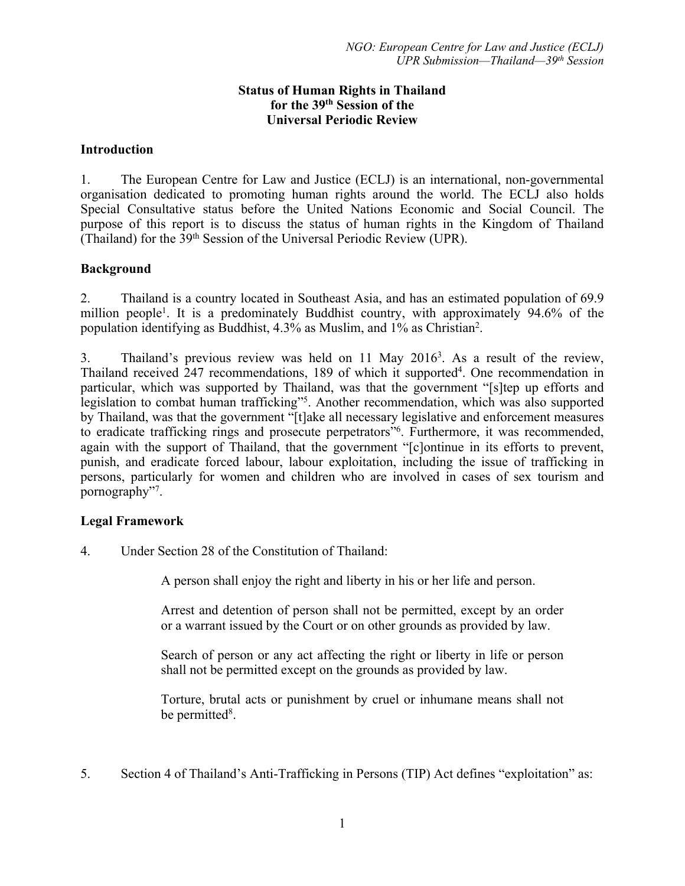# Status of Human Rights in Thailand for the 39th Session of the Universal Periodic Review

## Introduction

1. The European Centre for Law and Justice (ECLJ) is an international, non-governmental organisation dedicated to promoting human rights around the world. The ECLJ also holds Special Consultative status before the United Nations Economic and Social Council. The purpose of this report is to discuss the status of human rights in the Kingdom of Thailand (Thailand) for the 39th Session of the Universal Periodic Review (UPR).

## Background

2. Thailand is a country located in Southeast Asia, and has an estimated population of 69.9 million people[1]. It is a predominately Buddhist country, with approximately 94.6% of the population identifying as Buddhist, 4.3% as Muslim, and 1% as Christian[2].

3. Thailand's previous review was held on 11 May 2016[3]. As a result of the review, Thailand received 247 recommendations, 189 of which it supported[4]. One recommendation in particular, which was supported by Thailand, was that the government "[s]tep up efforts and legislation to combat human trafficking"[5]. Another recommendation, which was also supported by Thailand, was that the government "[t]ake all necessary legislative and enforcement measures to eradicate trafficking rings and prosecute perpetrators"[6]. Furthermore, it was recommended, again with the support of Thailand, that the government "[c]ontinue in its efforts to prevent, punish, and eradicate forced labour, labour exploitation, including the issue of trafficking in persons, particularly for women and children who are involved in cases of sex tourism and pornography"[7].

## Legal Framework

4. Under Section 28 of the Constitution of Thailand:

> A person shall enjoy the right and liberty in his or her life and person.
>
> Arrest and detention of person shall not be permitted, except by an order or a warrant issued by the Court or on other grounds as provided by law.
>
> Search of person or any act affecting the right or liberty in life or person shall not be permitted except on the grounds as provided by law.
>
> Torture, brutal acts or punishment by cruel or inhumane means shall not be permitted[8].

5. Section 4 of Thailand's Anti-Trafficking in Persons (TIP) Act defines "exploitation" as: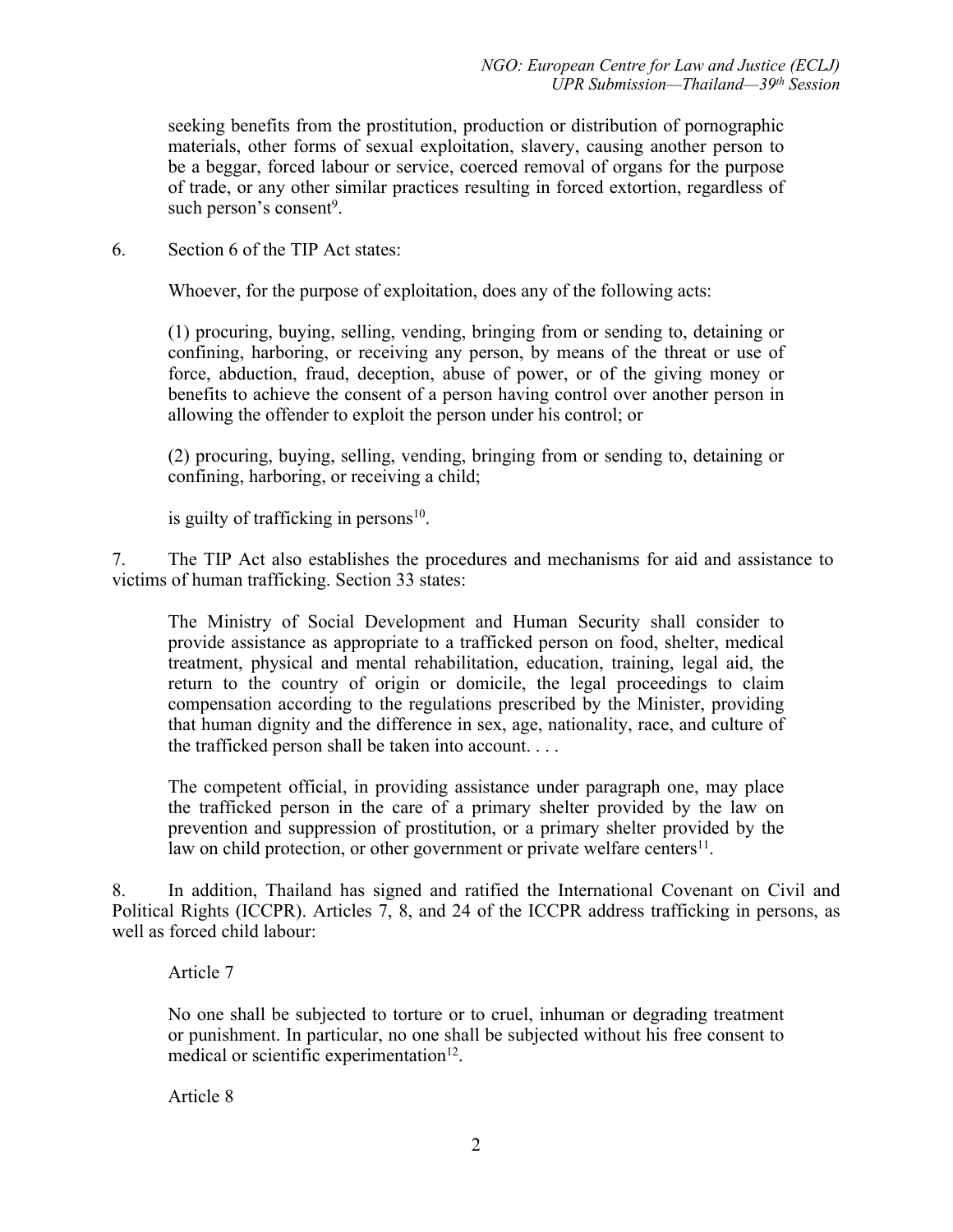seeking benefits from the prostitution, production or distribution of pornographic materials, other forms of sexual exploitation, slavery, causing another person to be a beggar, forced labour or service, coerced removal of organs for the purpose of trade, or any other similar practices resulting in forced extortion, regardless of such person's consent[9].

6. Section 6 of the TIP Act states:

> Whoever, for the purpose of exploitation, does any of the following acts:
>
> (1) procuring, buying, selling, vending, bringing from or sending to, detaining or confining, harboring, or receiving any person, by means of the threat or use of force, abduction, fraud, deception, abuse of power, or of the giving money or benefits to achieve the consent of a person having control over another person in allowing the offender to exploit the person under his control; or
>
> (2) procuring, buying, selling, vending, bringing from or sending to, detaining or confining, harboring, or receiving a child;
>
> is guilty of trafficking in persons[10].

7. The TIP Act also establishes the procedures and mechanisms for aid and assistance to victims of human trafficking. Section 33 states:

> The Ministry of Social Development and Human Security shall consider to provide assistance as appropriate to a trafficked person on food, shelter, medical treatment, physical and mental rehabilitation, education, training, legal aid, the return to the country of origin or domicile, the legal proceedings to claim compensation according to the regulations prescribed by the Minister, providing that human dignity and the difference in sex, age, nationality, race, and culture of the trafficked person shall be taken into account. . . .
>
> The competent official, in providing assistance under paragraph one, may place the trafficked person in the care of a primary shelter provided by the law on prevention and suppression of prostitution, or a primary shelter provided by the law on child protection, or other government or private welfare centers[11].

8. In addition, Thailand has signed and ratified the International Covenant on Civil and Political Rights (ICCPR). Articles 7, 8, and 24 of the ICCPR address trafficking in persons, as well as forced child labour:

> Article 7
>
> No one shall be subjected to torture or to cruel, inhuman or degrading treatment or punishment. In particular, no one shall be subjected without his free consent to medical or scientific experimentation[12].
>
> Article 8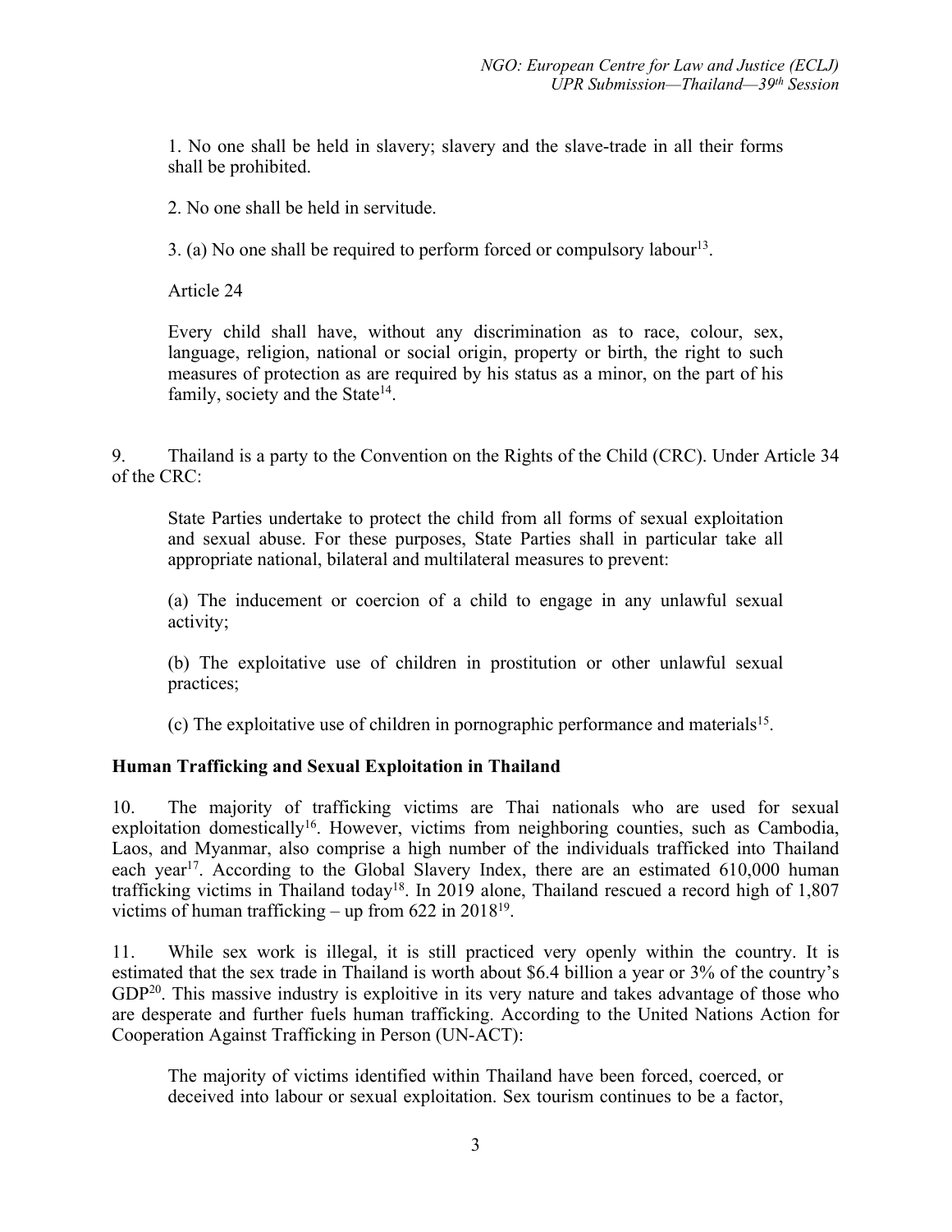> 1. No one shall be held in slavery; slavery and the slave-trade in all their forms shall be prohibited.
>
> 2. No one shall be held in servitude.
>
> 3. (a) No one shall be required to perform forced or compulsory labour[13].
>
> Article 24
>
> Every child shall have, without any discrimination as to race, colour, sex, language, religion, national or social origin, property or birth, the right to such measures of protection as are required by his status as a minor, on the part of his family, society and the State[14].

9. Thailand is a party to the Convention on the Rights of the Child (CRC). Under Article 34 of the CRC:

> State Parties undertake to protect the child from all forms of sexual exploitation and sexual abuse. For these purposes, State Parties shall in particular take all appropriate national, bilateral and multilateral measures to prevent:
>
> (a) The inducement or coercion of a child to engage in any unlawful sexual activity;
>
> (b) The exploitative use of children in prostitution or other unlawful sexual practices;
>
> (c) The exploitative use of children in pornographic performance and materials[15].

**Human Trafficking and Sexual Exploitation in Thailand**

10. The majority of trafficking victims are Thai nationals who are used for sexual exploitation domestically[16]. However, victims from neighboring counties, such as Cambodia, Laos, and Myanmar, also comprise a high number of the individuals trafficked into Thailand each year[17]. According to the Global Slavery Index, there are an estimated 610,000 human trafficking victims in Thailand today[18]. In 2019 alone, Thailand rescued a record high of 1,807 victims of human trafficking – up from 622 in 2018[19].

11. While sex work is illegal, it is still practiced very openly within the country. It is estimated that the sex trade in Thailand is worth about $6.4 billion a year or 3% of the country's GDP[20]. This massive industry is exploitive in its very nature and takes advantage of those who are desperate and further fuels human trafficking. According to the United Nations Action for Cooperation Against Trafficking in Person (UN-ACT):

> The majority of victims identified within Thailand have been forced, coerced, or deceived into labour or sexual exploitation. Sex tourism continues to be a factor,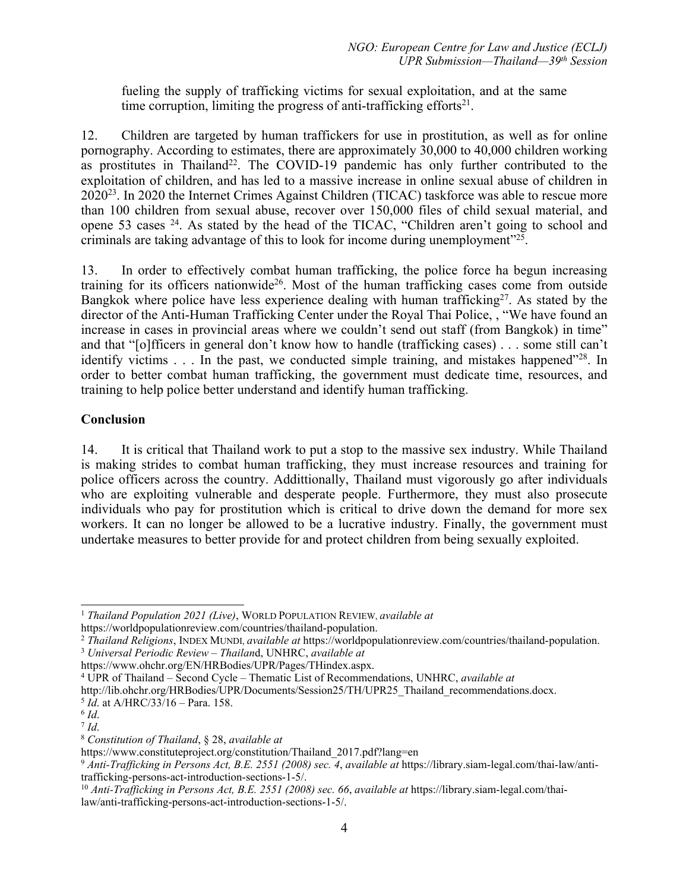fueling the supply of trafficking victims for sexual exploitation, and at the same time corruption, limiting the progress of anti-trafficking efforts[21].

12. Children are targeted by human traffickers for use in prostitution, as well as for online pornography. According to estimates, there are approximately 30,000 to 40,000 children working as prostitutes in Thailand[22]. The COVID-19 pandemic has only further contributed to the exploitation of children, and has led to a massive increase in online sexual abuse of children in 2020[23]. In 2020 the Internet Crimes Against Children (TICAC) taskforce was able to rescue more than 100 children from sexual abuse, recover over 150,000 files of child sexual material, and opene 53 cases [24]. As stated by the head of the TICAC, "Children aren't going to school and criminals are taking advantage of this to look for income during unemployment"[25].

13. In order to effectively combat human trafficking, the police force ha begun increasing training for its officers nationwide[26]. Most of the human trafficking cases come from outside Bangkok where police have less experience dealing with human trafficking[27]. As stated by the director of the Anti-Human Trafficking Center under the Royal Thai Police, , "We have found an increase in cases in provincial areas where we couldn't send out staff (from Bangkok) in time" and that "[o]fficers in general don't know how to handle (trafficking cases) . . . some still can't identify victims . . . In the past, we conducted simple training, and mistakes happened"[28]. In order to better combat human trafficking, the government must dedicate time, resources, and training to help police better understand and identify human trafficking.

## Conclusion

14. It is critical that Thailand work to put a stop to the massive sex industry. While Thailand is making strides to combat human trafficking, they must increase resources and training for police officers across the country. Addittionally, Thailand must vigorously go after individuals who are exploiting vulnerable and desperate people. Furthermore, they must also prosecute individuals who pay for prostitution which is critical to drive down the demand for more sex workers. It can no longer be allowed to be a lucrative industry. Finally, the government must undertake measures to better provide for and protect children from being sexually exploited.

---

[1] *Thailand Population 2021 (Live)*, WORLD POPULATION REVIEW, *available at* https://worldpopulationreview.com/countries/thailand-population.

[2] *Thailand Religions*, INDEX MUNDI, *available at* https://worldpopulationreview.com/countries/thailand-population.

[3] *Universal Periodic Review – Thailand*, UNHRC, *available at* https://www.ohchr.org/EN/HRBodies/UPR/Pages/THindex.aspx.

[4] UPR of Thailand – Second Cycle – Thematic List of Recommendations, UNHRC, *available at* http://lib.ohchr.org/HRBodies/UPR/Documents/Session25/TH/UPR25_Thailand_recommendations.docx.

[5] *Id*. at A/HRC/33/16 – Para. 158.

[6] *Id*.

[7] *Id*.

[8] *Constitution of Thailand*, § 28, *available at* https://www.constituteproject.org/constitution/Thailand_2017.pdf?lang=en

[9] *Anti-Trafficking in Persons Act, B.E. 2551 (2008) sec. 4*, *available at* https://library.siam-legal.com/thai-law/anti-trafficking-persons-act-introduction-sections-1-5/.

[10] *Anti-Trafficking in Persons Act, B.E. 2551 (2008) sec. 66*, *available at* https://library.siam-legal.com/thai-law/anti-trafficking-persons-act-introduction-sections-1-5/.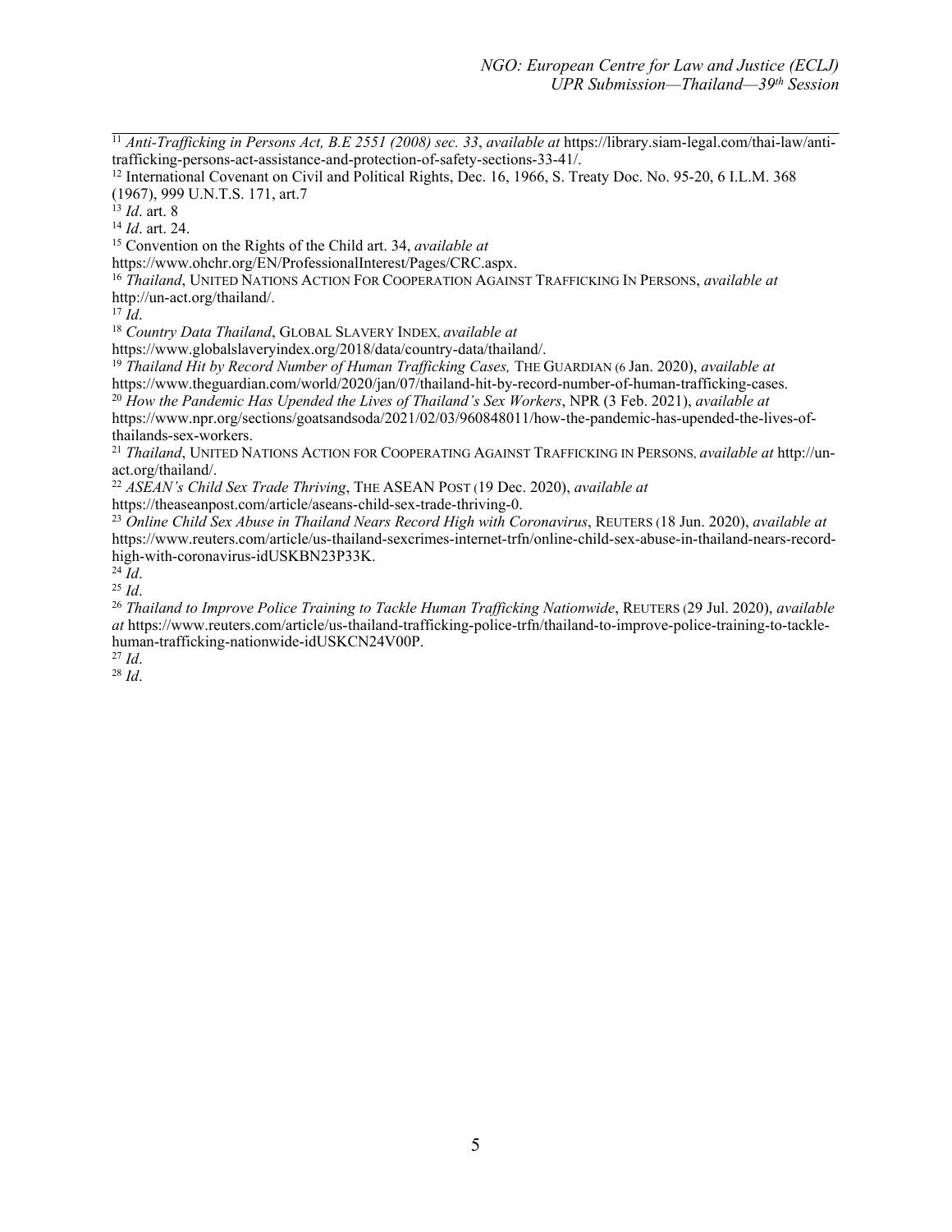[11] *Anti-Trafficking in Persons Act, B.E 2551 (2008) sec. 33*, *available at* https://library.siam-legal.com/thai-law/anti-trafficking-persons-act-assistance-and-protection-of-safety-sections-33-41/.

[12] International Covenant on Civil and Political Rights, Dec. 16, 1966, S. Treaty Doc. No. 95-20, 6 I.L.M. 368 (1967), 999 U.N.T.S. 171, art.7

[13] *Id*. art. 8

[14] *Id*. art. 24.

[15] Convention on the Rights of the Child art. 34, *available at* https://www.ohchr.org/EN/ProfessionalInterest/Pages/CRC.aspx.

[16] *Thailand*, UNITED NATIONS ACTION FOR COOPERATION AGAINST TRAFFICKING IN PERSONS, *available at* http://un-act.org/thailand/.

[17] *Id*.

[18] *Country Data Thailand*, GLOBAL SLAVERY INDEX, *available at* https://www.globalslaveryindex.org/2018/data/country-data/thailand/.

[19] *Thailand Hit by Record Number of Human Trafficking Cases,* THE GUARDIAN (6 Jan. 2020), *available at* https://www.theguardian.com/world/2020/jan/07/thailand-hit-by-record-number-of-human-trafficking-cases.

[20] *How the Pandemic Has Upended the Lives of Thailand's Sex Workers*, NPR (3 Feb. 2021), *available at* https://www.npr.org/sections/goatsandsoda/2021/02/03/960848011/how-the-pandemic-has-upended-the-lives-of-thailands-sex-workers.

[21] *Thailand*, UNITED NATIONS ACTION FOR COOPERATING AGAINST TRAFFICKING IN PERSONS, *available at* http://un-act.org/thailand/.

[22] *ASEAN's Child Sex Trade Thriving*, THE ASEAN POST (19 Dec. 2020), *available at* https://theaseanpost.com/article/aseans-child-sex-trade-thriving-0.

[23] *Online Child Sex Abuse in Thailand Nears Record High with Coronavirus*, REUTERS (18 Jun. 2020), *available at* https://www.reuters.com/article/us-thailand-sexcrimes-internet-trfn/online-child-sex-abuse-in-thailand-nears-record-high-with-coronavirus-idUSKBN23P33K.

[24] *Id*.

[25] *Id*.

[26] *Thailand to Improve Police Training to Tackle Human Trafficking Nationwide*, REUTERS (29 Jul. 2020), *available at* https://www.reuters.com/article/us-thailand-trafficking-police-trfn/thailand-to-improve-police-training-to-tackle-human-trafficking-nationwide-idUSKCN24V00P.

[27] *Id*.

[28] *Id*.